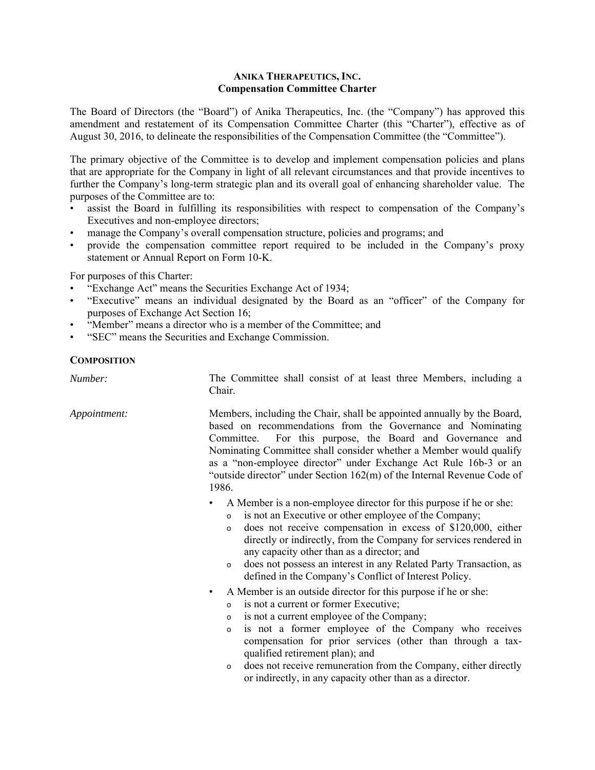**ANIKA THERAPEUTICS, INC.**
**Compensation Committee Charter**

The Board of Directors (the "Board") of Anika Therapeutics, Inc. (the "Company") has approved this amendment and restatement of its Compensation Committee Charter (this "Charter"), effective as of August 30, 2016, to delineate the responsibilities of the Compensation Committee (the "Committee").

The primary objective of the Committee is to develop and implement compensation policies and plans that are appropriate for the Company in light of all relevant circumstances and that provide incentives to further the Company's long-term strategic plan and its overall goal of enhancing shareholder value. The purposes of the Committee are to:

- assist the Board in fulfilling its responsibilities with respect to compensation of the Company's Executives and non-employee directors;
- manage the Company's overall compensation structure, policies and programs; and
- provide the compensation committee report required to be included in the Company's proxy statement or Annual Report on Form 10-K.

For purposes of this Charter:

- "Exchange Act" means the Securities Exchange Act of 1934;
- "Executive" means an individual designated by the Board as an "officer" of the Company for purposes of Exchange Act Section 16;
- "Member" means a director who is a member of the Committee; and
- "SEC" means the Securities and Exchange Commission.

**COMPOSITION**

*Number:* The Committee shall consist of at least three Members, including a Chair.

*Appointment:* Members, including the Chair, shall be appointed annually by the Board, based on recommendations from the Governance and Nominating Committee. For this purpose, the Board and Governance and Nominating Committee shall consider whether a Member would qualify as a "non-employee director" under Exchange Act Rule 16b-3 or an "outside director" under Section 162(m) of the Internal Revenue Code of 1986.

- A Member is a non-employee director for this purpose if he or she:
  - is not an Executive or other employee of the Company;
  - does not receive compensation in excess of $120,000, either directly or indirectly, from the Company for services rendered in any capacity other than as a director; and
  - does not possess an interest in any Related Party Transaction, as defined in the Company's Conflict of Interest Policy.
- A Member is an outside director for this purpose if he or she:
  - is not a current or former Executive;
  - is not a current employee of the Company;
  - is not a former employee of the Company who receives compensation for prior services (other than through a tax-qualified retirement plan); and
  - does not receive remuneration from the Company, either directly or indirectly, in any capacity other than as a director.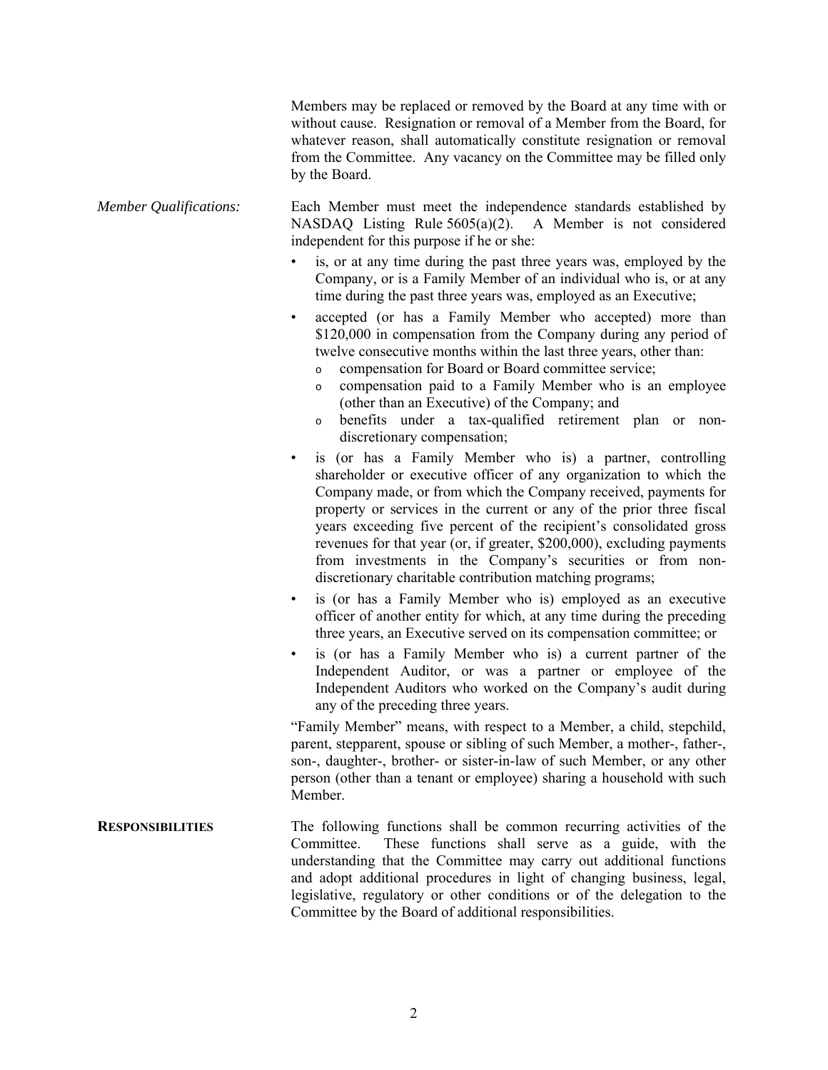Members may be replaced or removed by the Board at any time with or without cause. Resignation or removal of a Member from the Board, for whatever reason, shall automatically constitute resignation or removal from the Committee. Any vacancy on the Committee may be filled only by the Board.

*Member Qualifications:* Each Member must meet the independence standards established by NASDAQ Listing Rule 5605(a)(2). A Member is not considered independent for this purpose if he or she:

- is, or at any time during the past three years was, employed by the Company, or is a Family Member of an individual who is, or at any time during the past three years was, employed as an Executive;
- accepted (or has a Family Member who accepted) more than $120,000 in compensation from the Company during any period of twelve consecutive months within the last three years, other than:
  - compensation for Board or Board committee service;
  - compensation paid to a Family Member who is an employee (other than an Executive) of the Company; and
  - benefits under a tax-qualified retirement plan or non-discretionary compensation;
- is (or has a Family Member who is) a partner, controlling shareholder or executive officer of any organization to which the Company made, or from which the Company received, payments for property or services in the current or any of the prior three fiscal years exceeding five percent of the recipient's consolidated gross revenues for that year (or, if greater, $200,000), excluding payments from investments in the Company's securities or from non-discretionary charitable contribution matching programs;
- is (or has a Family Member who is) employed as an executive officer of another entity for which, at any time during the preceding three years, an Executive served on its compensation committee; or
- is (or has a Family Member who is) a current partner of the Independent Auditor, or was a partner or employee of the Independent Auditors who worked on the Company's audit during any of the preceding three years.

"Family Member" means, with respect to a Member, a child, stepchild, parent, stepparent, spouse or sibling of such Member, a mother-, father-, son-, daughter-, brother- or sister-in-law of such Member, or any other person (other than a tenant or employee) sharing a household with such Member.

**RESPONSIBILITIES** The following functions shall be common recurring activities of the Committee. These functions shall serve as a guide, with the understanding that the Committee may carry out additional functions and adopt additional procedures in light of changing business, legal, legislative, regulatory or other conditions or of the delegation to the Committee by the Board of additional responsibilities.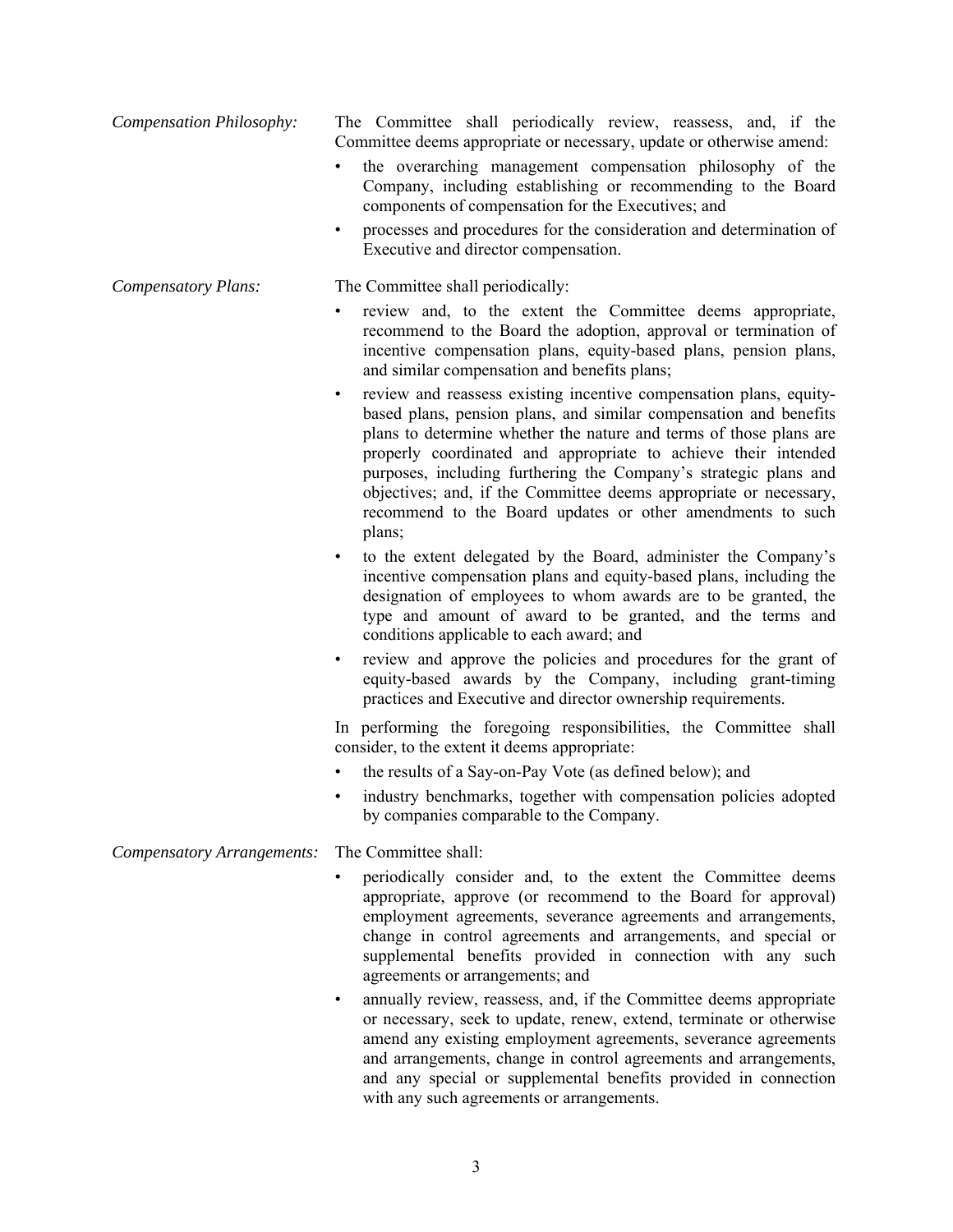*Compensation Philosophy:* The Committee shall periodically review, reassess, and, if the Committee deems appropriate or necessary, update or otherwise amend:

- the overarching management compensation philosophy of the Company, including establishing or recommending to the Board components of compensation for the Executives; and
- processes and procedures for the consideration and determination of Executive and director compensation.

*Compensatory Plans:* The Committee shall periodically:

- review and, to the extent the Committee deems appropriate, recommend to the Board the adoption, approval or termination of incentive compensation plans, equity-based plans, pension plans, and similar compensation and benefits plans;
- review and reassess existing incentive compensation plans, equity-based plans, pension plans, and similar compensation and benefits plans to determine whether the nature and terms of those plans are properly coordinated and appropriate to achieve their intended purposes, including furthering the Company's strategic plans and objectives; and, if the Committee deems appropriate or necessary, recommend to the Board updates or other amendments to such plans;
- to the extent delegated by the Board, administer the Company's incentive compensation plans and equity-based plans, including the designation of employees to whom awards are to be granted, the type and amount of award to be granted, and the terms and conditions applicable to each award; and
- review and approve the policies and procedures for the grant of equity-based awards by the Company, including grant-timing practices and Executive and director ownership requirements.

In performing the foregoing responsibilities, the Committee shall consider, to the extent it deems appropriate:

- the results of a Say-on-Pay Vote (as defined below); and
- industry benchmarks, together with compensation policies adopted by companies comparable to the Company.

*Compensatory Arrangements:* The Committee shall:

- periodically consider and, to the extent the Committee deems appropriate, approve (or recommend to the Board for approval) employment agreements, severance agreements and arrangements, change in control agreements and arrangements, and special or supplemental benefits provided in connection with any such agreements or arrangements; and
- annually review, reassess, and, if the Committee deems appropriate or necessary, seek to update, renew, extend, terminate or otherwise amend any existing employment agreements, severance agreements and arrangements, change in control agreements and arrangements, and any special or supplemental benefits provided in connection with any such agreements or arrangements.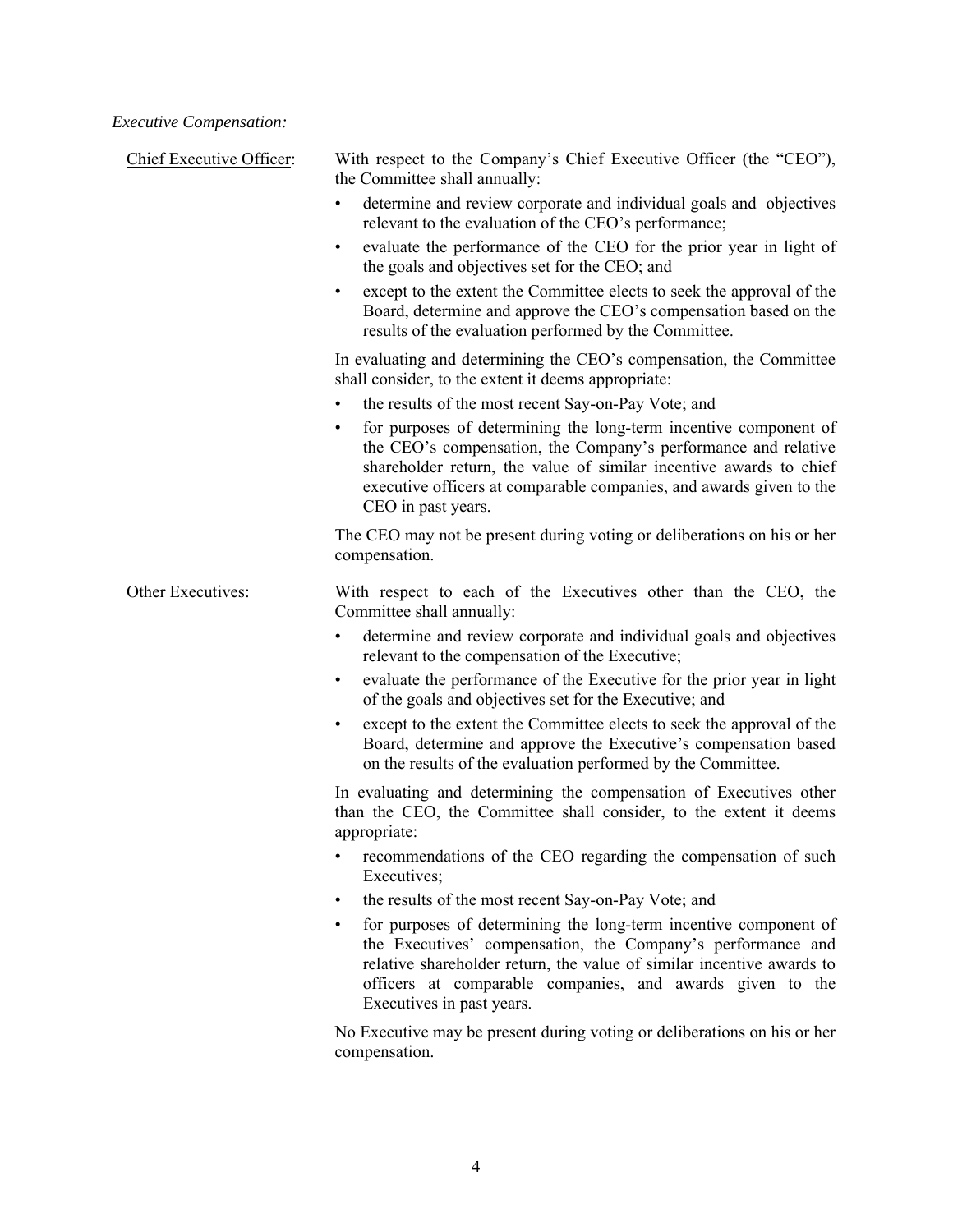*Executive Compensation:*

Chief Executive Officer: With respect to the Company's Chief Executive Officer (the "CEO"), the Committee shall annually:

- determine and review corporate and individual goals and objectives relevant to the evaluation of the CEO's performance;
- evaluate the performance of the CEO for the prior year in light of the goals and objectives set for the CEO; and
- except to the extent the Committee elects to seek the approval of the Board, determine and approve the CEO's compensation based on the results of the evaluation performed by the Committee.

In evaluating and determining the CEO's compensation, the Committee shall consider, to the extent it deems appropriate:

- the results of the most recent Say-on-Pay Vote; and
- for purposes of determining the long-term incentive component of the CEO's compensation, the Company's performance and relative shareholder return, the value of similar incentive awards to chief executive officers at comparable companies, and awards given to the CEO in past years.

The CEO may not be present during voting or deliberations on his or her compensation.

Other Executives: With respect to each of the Executives other than the CEO, the Committee shall annually:

- determine and review corporate and individual goals and objectives relevant to the compensation of the Executive;
- evaluate the performance of the Executive for the prior year in light of the goals and objectives set for the Executive; and
- except to the extent the Committee elects to seek the approval of the Board, determine and approve the Executive's compensation based on the results of the evaluation performed by the Committee.

In evaluating and determining the compensation of Executives other than the CEO, the Committee shall consider, to the extent it deems appropriate:

- recommendations of the CEO regarding the compensation of such Executives;
- the results of the most recent Say-on-Pay Vote; and
- for purposes of determining the long-term incentive component of the Executives' compensation, the Company's performance and relative shareholder return, the value of similar incentive awards to officers at comparable companies, and awards given to the Executives in past years.

No Executive may be present during voting or deliberations on his or her compensation.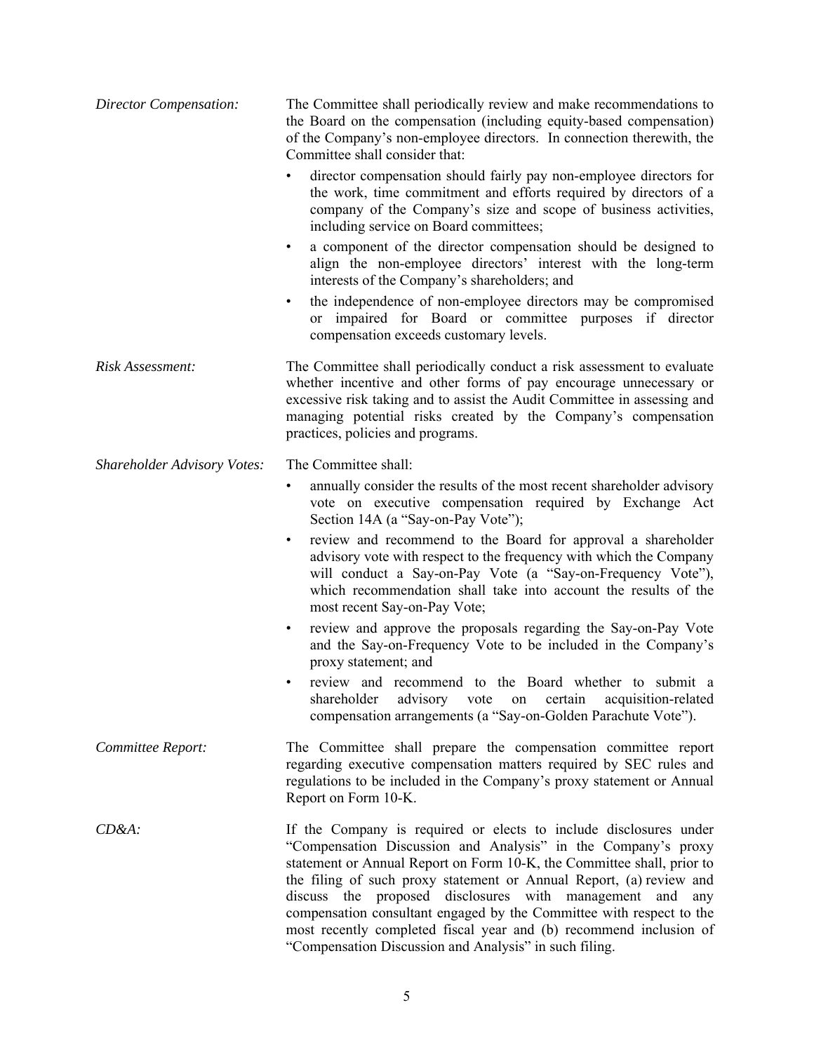*Director Compensation:* The Committee shall periodically review and make recommendations to the Board on the compensation (including equity-based compensation) of the Company's non-employee directors. In connection therewith, the Committee shall consider that:

- director compensation should fairly pay non-employee directors for the work, time commitment and efforts required by directors of a company of the Company's size and scope of business activities, including service on Board committees;
- a component of the director compensation should be designed to align the non-employee directors' interest with the long-term interests of the Company's shareholders; and
- the independence of non-employee directors may be compromised or impaired for Board or committee purposes if director compensation exceeds customary levels.

*Risk Assessment:* The Committee shall periodically conduct a risk assessment to evaluate whether incentive and other forms of pay encourage unnecessary or excessive risk taking and to assist the Audit Committee in assessing and managing potential risks created by the Company's compensation practices, policies and programs.

*Shareholder Advisory Votes:* The Committee shall:

- annually consider the results of the most recent shareholder advisory vote on executive compensation required by Exchange Act Section 14A (a "Say-on-Pay Vote");
- review and recommend to the Board for approval a shareholder advisory vote with respect to the frequency with which the Company will conduct a Say-on-Pay Vote (a "Say-on-Frequency Vote"), which recommendation shall take into account the results of the most recent Say-on-Pay Vote;
- review and approve the proposals regarding the Say-on-Pay Vote and the Say-on-Frequency Vote to be included in the Company's proxy statement; and
- review and recommend to the Board whether to submit a shareholder advisory vote on certain acquisition-related compensation arrangements (a "Say-on-Golden Parachute Vote").

*Committee Report:* The Committee shall prepare the compensation committee report regarding executive compensation matters required by SEC rules and regulations to be included in the Company's proxy statement or Annual Report on Form 10-K.

*CD&A:* If the Company is required or elects to include disclosures under "Compensation Discussion and Analysis" in the Company's proxy statement or Annual Report on Form 10-K, the Committee shall, prior to the filing of such proxy statement or Annual Report, (a) review and discuss the proposed disclosures with management and any compensation consultant engaged by the Committee with respect to the most recently completed fiscal year and (b) recommend inclusion of "Compensation Discussion and Analysis" in such filing.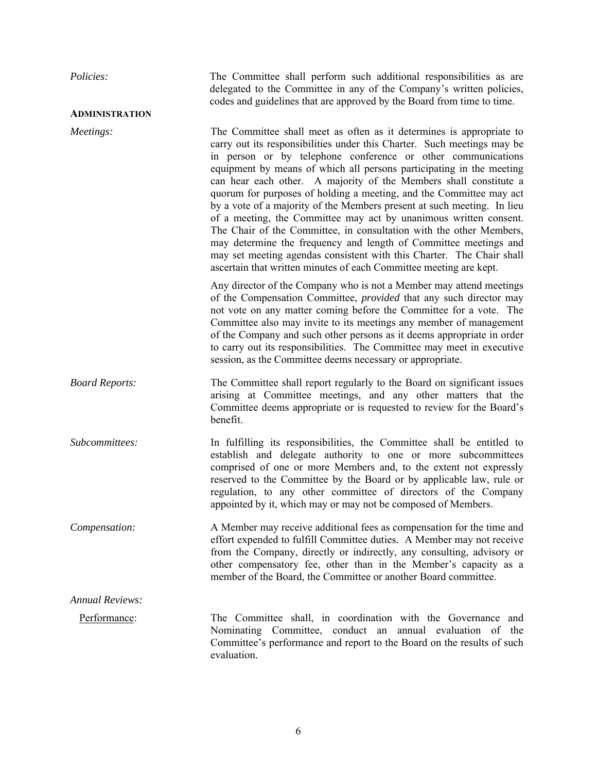*Policies:* The Committee shall perform such additional responsibilities as are delegated to the Committee in any of the Company's written policies, codes and guidelines that are approved by the Board from time to time.

**ADMINISTRATION**

*Meetings:* The Committee shall meet as often as it determines is appropriate to carry out its responsibilities under this Charter. Such meetings may be in person or by telephone conference or other communications equipment by means of which all persons participating in the meeting can hear each other. A majority of the Members shall constitute a quorum for purposes of holding a meeting, and the Committee may act by a vote of a majority of the Members present at such meeting. In lieu of a meeting, the Committee may act by unanimous written consent. The Chair of the Committee, in consultation with the other Members, may determine the frequency and length of Committee meetings and may set meeting agendas consistent with this Charter. The Chair shall ascertain that written minutes of each Committee meeting are kept.

Any director of the Company who is not a Member may attend meetings of the Compensation Committee, *provided* that any such director may not vote on any matter coming before the Committee for a vote. The Committee also may invite to its meetings any member of management of the Company and such other persons as it deems appropriate in order to carry out its responsibilities. The Committee may meet in executive session, as the Committee deems necessary or appropriate.

*Board Reports:* The Committee shall report regularly to the Board on significant issues arising at Committee meetings, and any other matters that the Committee deems appropriate or is requested to review for the Board's benefit.

*Subcommittees:* In fulfilling its responsibilities, the Committee shall be entitled to establish and delegate authority to one or more subcommittees comprised of one or more Members and, to the extent not expressly reserved to the Committee by the Board or by applicable law, rule or regulation, to any other committee of directors of the Company appointed by it, which may or may not be composed of Members.

*Compensation:* A Member may receive additional fees as compensation for the time and effort expended to fulfill Committee duties. A Member may not receive from the Company, directly or indirectly, any consulting, advisory or other compensatory fee, other than in the Member's capacity as a member of the Board, the Committee or another Board committee.

*Annual Reviews:*

Performance: The Committee shall, in coordination with the Governance and Nominating Committee, conduct an annual evaluation of the Committee's performance and report to the Board on the results of such evaluation.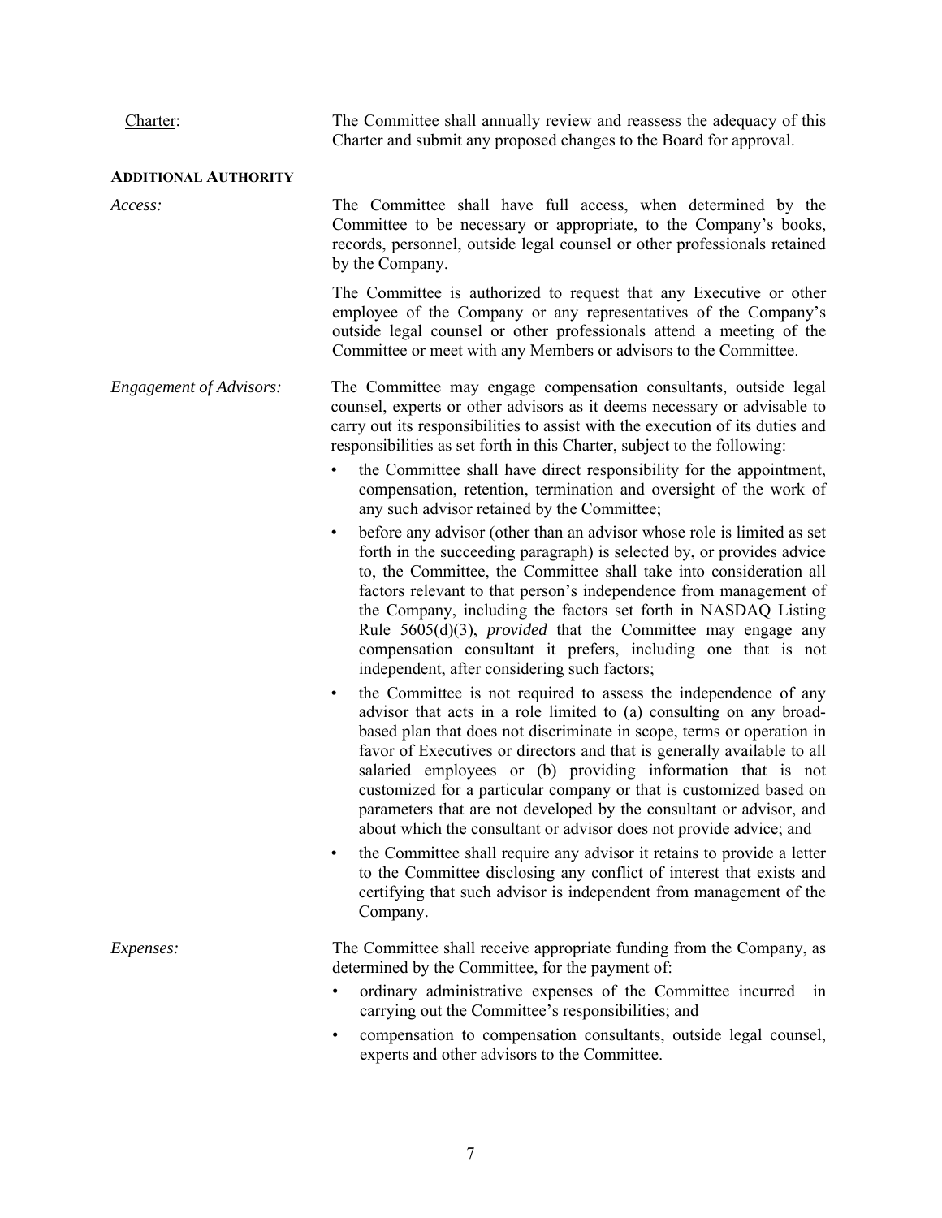<u>Charter</u>: The Committee shall annually review and reassess the adequacy of this Charter and submit any proposed changes to the Board for approval.

**ADDITIONAL AUTHORITY**

*Access:* The Committee shall have full access, when determined by the Committee to be necessary or appropriate, to the Company's books, records, personnel, outside legal counsel or other professionals retained by the Company.

The Committee is authorized to request that any Executive or other employee of the Company or any representatives of the Company's outside legal counsel or other professionals attend a meeting of the Committee or meet with any Members or advisors to the Committee.

*Engagement of Advisors:* The Committee may engage compensation consultants, outside legal counsel, experts or other advisors as it deems necessary or advisable to carry out its responsibilities to assist with the execution of its duties and responsibilities as set forth in this Charter, subject to the following:

- the Committee shall have direct responsibility for the appointment, compensation, retention, termination and oversight of the work of any such advisor retained by the Committee;
- before any advisor (other than an advisor whose role is limited as set forth in the succeeding paragraph) is selected by, or provides advice to, the Committee, the Committee shall take into consideration all factors relevant to that person's independence from management of the Company, including the factors set forth in NASDAQ Listing Rule 5605(d)(3), *provided* that the Committee may engage any compensation consultant it prefers, including one that is not independent, after considering such factors;
- the Committee is not required to assess the independence of any advisor that acts in a role limited to (a) consulting on any broad-based plan that does not discriminate in scope, terms or operation in favor of Executives or directors and that is generally available to all salaried employees or (b) providing information that is not customized for a particular company or that is customized based on parameters that are not developed by the consultant or advisor, and about which the consultant or advisor does not provide advice; and
- the Committee shall require any advisor it retains to provide a letter to the Committee disclosing any conflict of interest that exists and certifying that such advisor is independent from management of the Company.

*Expenses:* The Committee shall receive appropriate funding from the Company, as determined by the Committee, for the payment of:

- ordinary administrative expenses of the Committee incurred in carrying out the Committee's responsibilities; and
- compensation to compensation consultants, outside legal counsel, experts and other advisors to the Committee.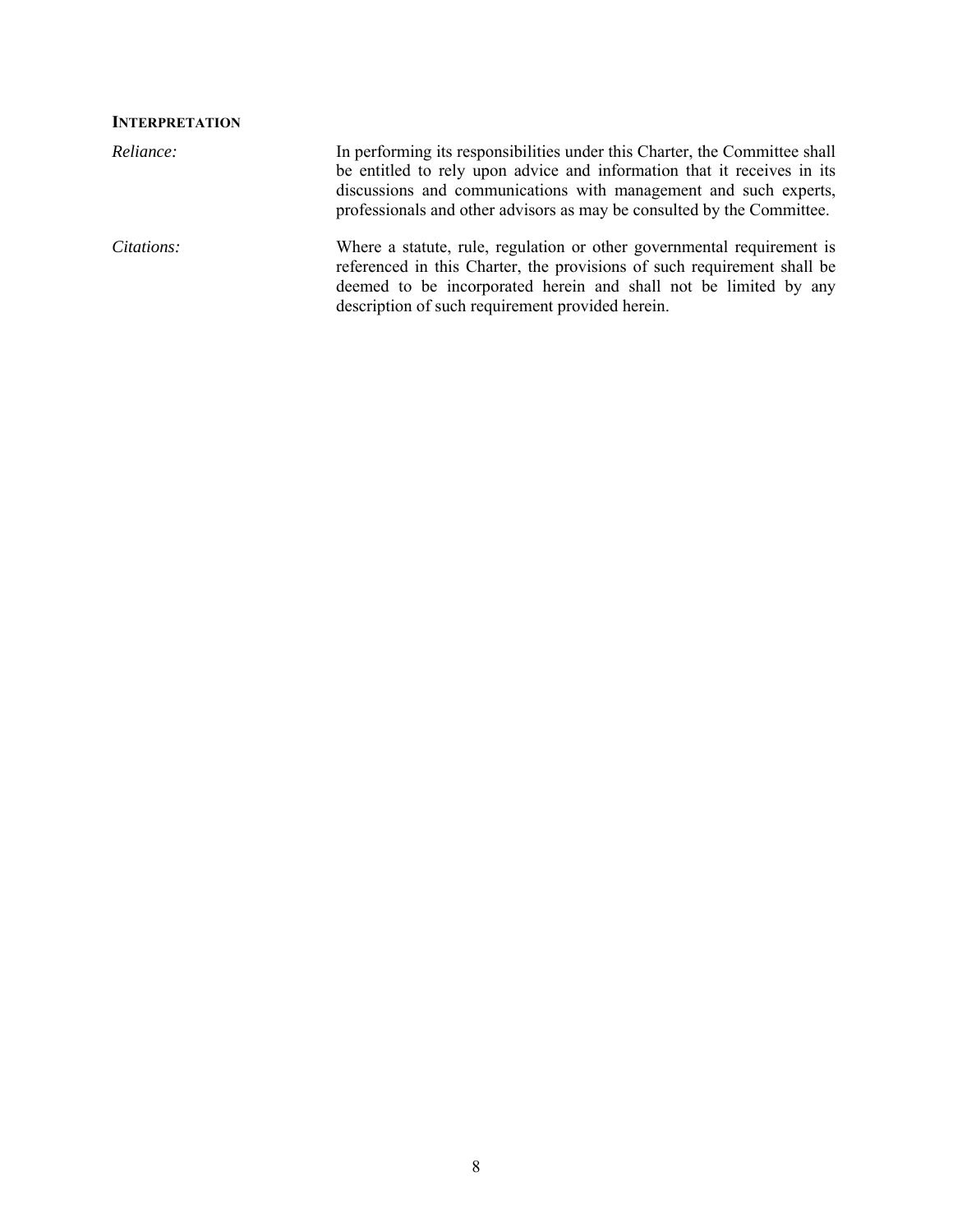## INTERPRETATION

*Reliance:* In performing its responsibilities under this Charter, the Committee shall be entitled to rely upon advice and information that it receives in its discussions and communications with management and such experts, professionals and other advisors as may be consulted by the Committee.

*Citations:* Where a statute, rule, regulation or other governmental requirement is referenced in this Charter, the provisions of such requirement shall be deemed to be incorporated herein and shall not be limited by any description of such requirement provided herein.